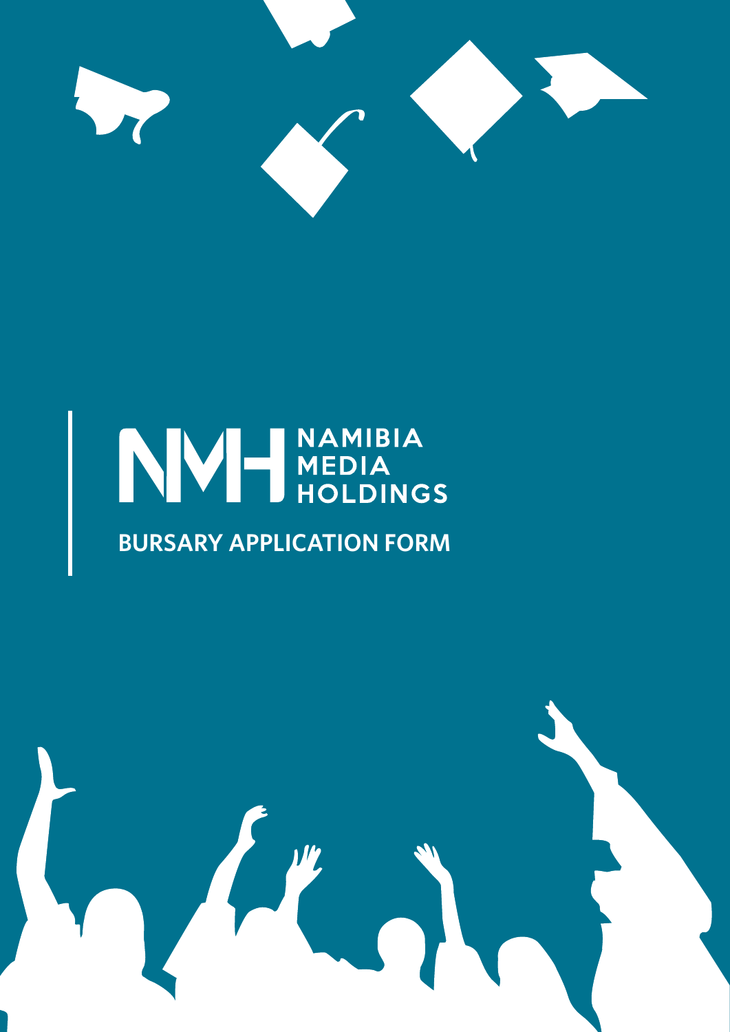NAMIBIA MEDIA HOLDINGS

# BURSARY APPLICATION FORM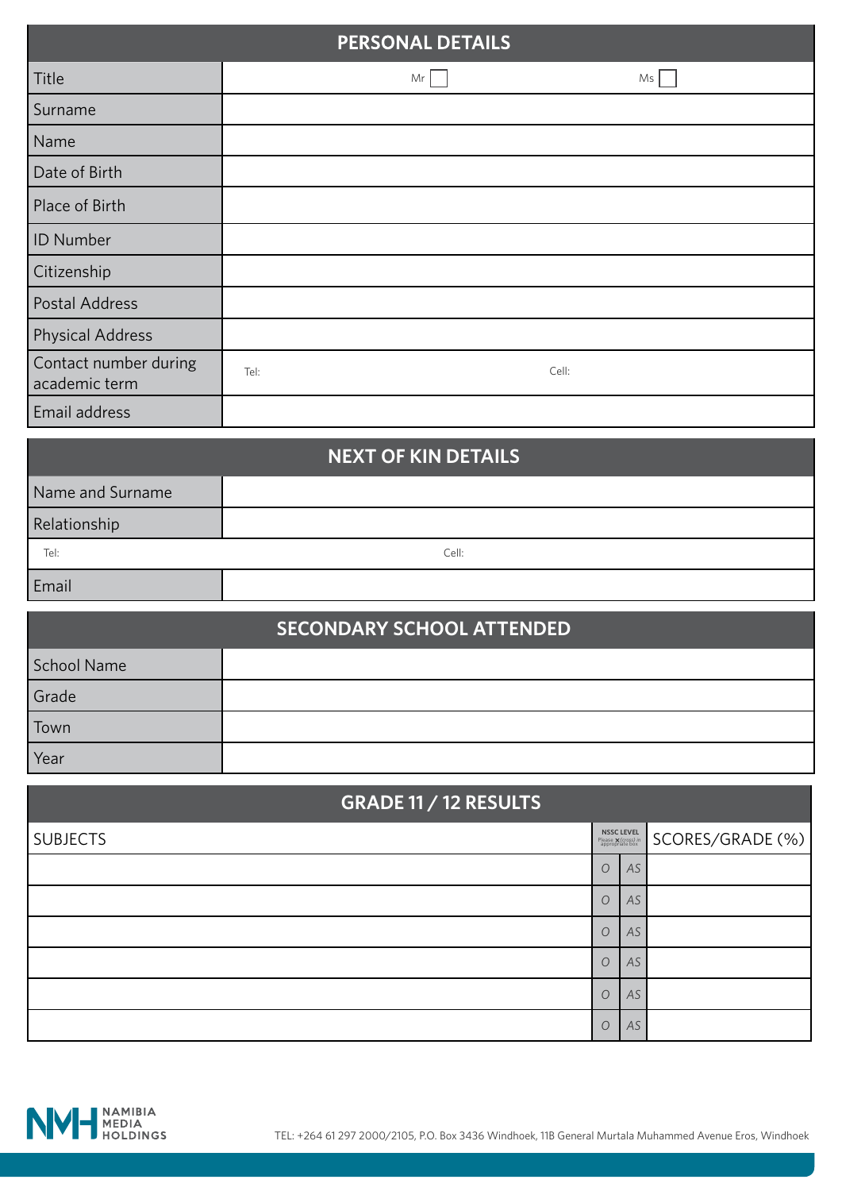## PERSONAL DETAILS

| | |
|---|---|
| Title | Mr ☐ Ms ☐ |
| Surname | |
| Name | |
| Date of Birth | |
| Place of Birth | |
| ID Number | |
| Citizenship | |
| Postal Address | |
| Physical Address | |
| Contact number during academic term | Tel: Cell: |
| Email address | |

## NEXT OF KIN DETAILS

| | |
|---|---|
| Name and Surname | |
| Relationship | |
| Tel: | Cell: |
| Email | |

## SECONDARY SCHOOL ATTENDED

| | |
|---|---|
| School Name | |
| Grade | |
| Town | |
| Year | |

## GRADE 11 / 12 RESULTS

| SUBJECTS | NSSC LEVEL (Please ✗ (cross) in appropriate box) | | SCORES/GRADE (%) |
|---|---|---|---|
| | O | AS | |
| | O | AS | |
| | O | AS | |
| | O | AS | |
| | O | AS | |
| | O | AS | |

NAMIBIA MEDIA HOLDINGS

TEL: +264 61 297 2000/2105, P.O. Box 3436 Windhoek, 11B General Murtala Muhammed Avenue Eros, Windhoek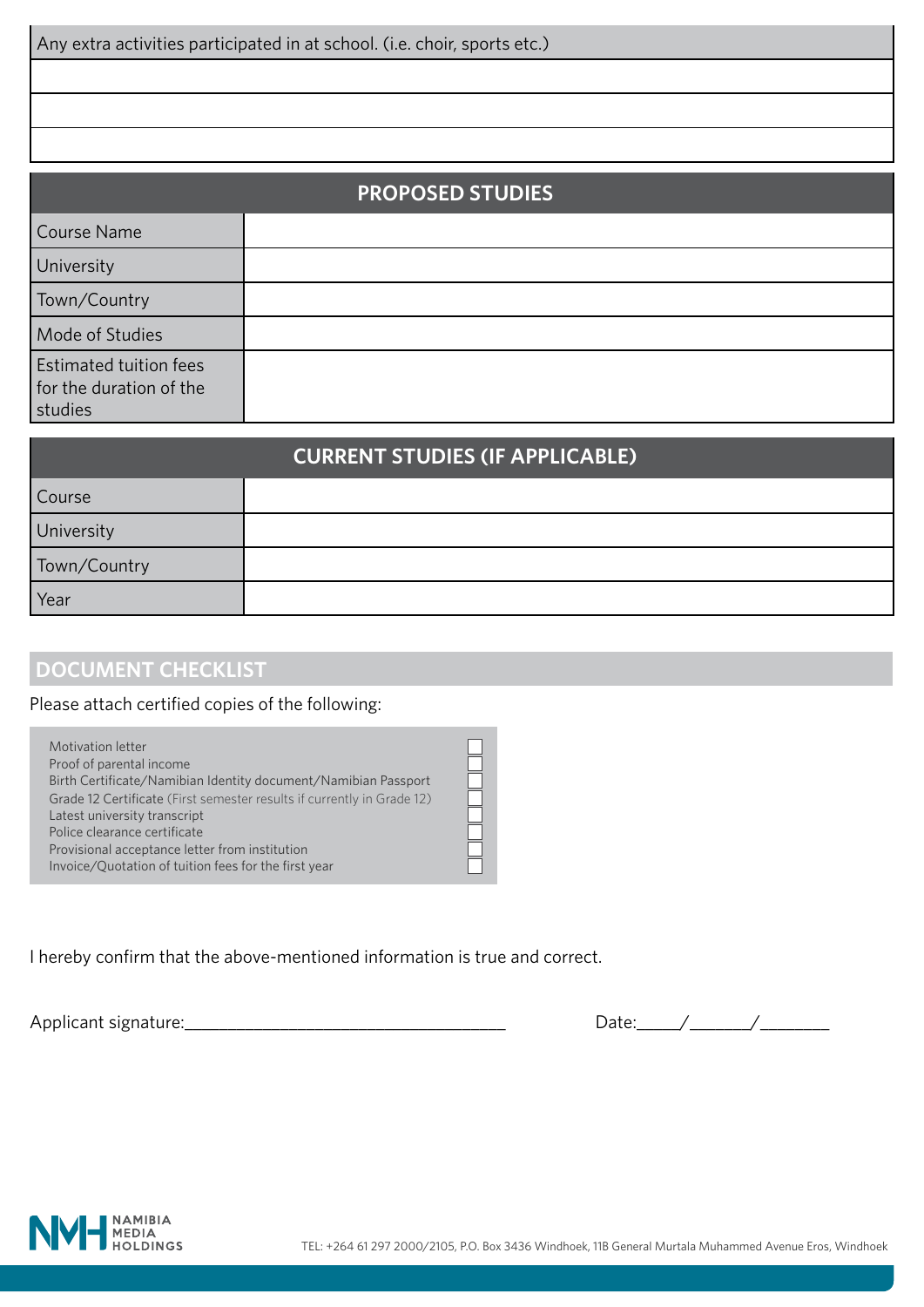| Any extra activities participated in at school. (i.e. choir, sports etc.) |
|---|
| |
| |
| |

## PROPOSED STUDIES

| | |
|---|---|
| Course Name | |
| University | |
| Town/Country | |
| Mode of Studies | |
| Estimated tuition fees for the duration of the studies | |

## CURRENT STUDIES (IF APPLICABLE)

| | |
|---|---|
| Course | |
| University | |
| Town/Country | |
| Year | |

## DOCUMENT CHECKLIST

Please attach certified copies of the following:

- [ ] Motivation letter
- [ ] Proof of parental income
- [ ] Birth Certificate/Namibian Identity document/Namibian Passport
- [ ] Grade 12 Certificate (First semester results if currently in Grade 12)
- [ ] Latest university transcript
- [ ] Police clearance certificate
- [ ] Provisional acceptance letter from institution
- [ ] Invoice/Quotation of tuition fees for the first year

I hereby confirm that the above-mentioned information is true and correct.

Applicant signature:___________________________________ Date:_____/_______/________

NAMIBIA MEDIA HOLDINGS

TEL: +264 61 297 2000/2105, P.O. Box 3436 Windhoek, 11B General Murtala Muhammed Avenue Eros, Windhoek